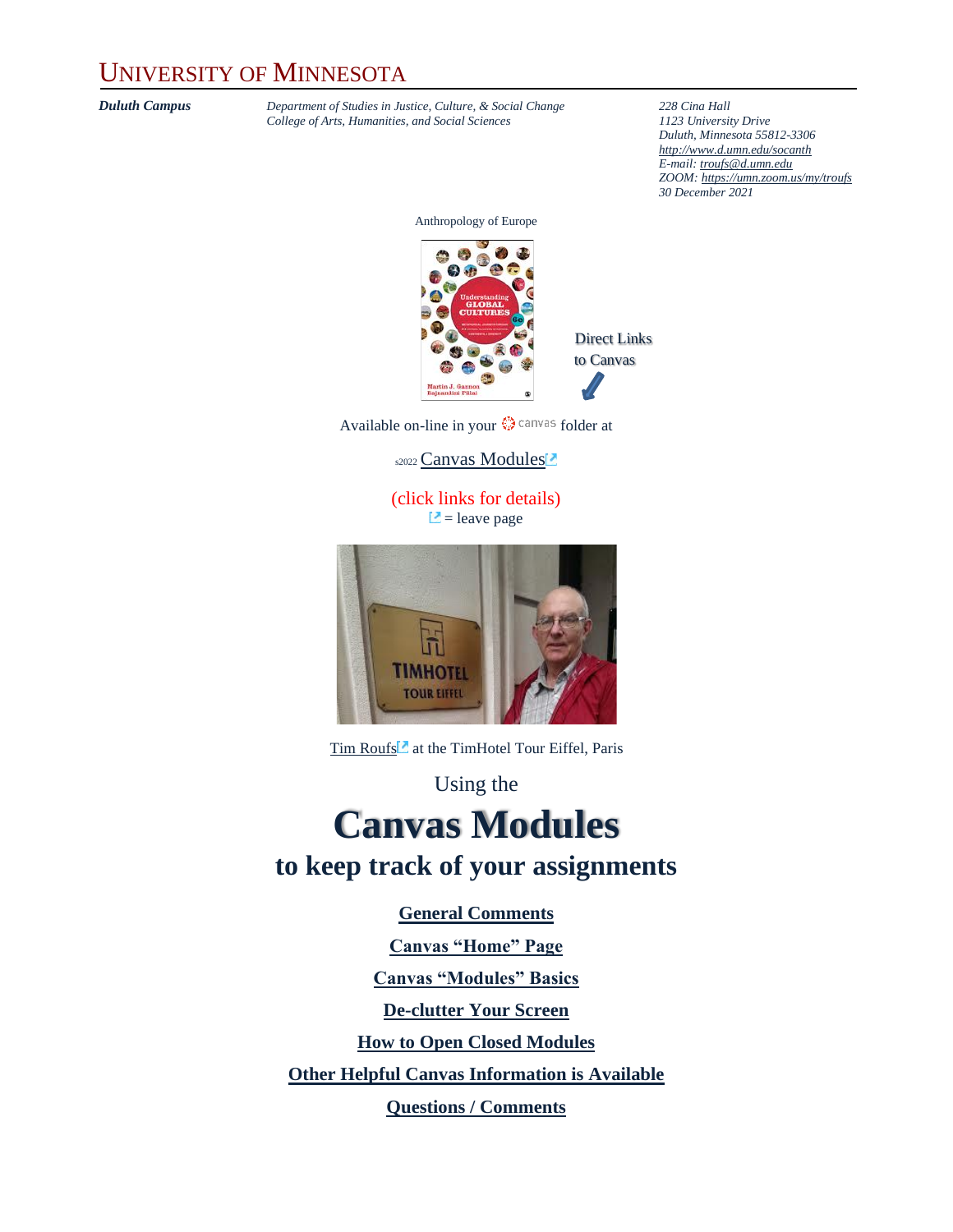# UNIVERSITY OF MINNESOTA

***Duluth Campus***

*Department of Studies in Justice, Culture, & Social Change*
*College of Arts, Humanities, and Social Sciences*

*228 Cina Hall*
*1123 University Drive*
*Duluth, Minnesota 55812-3306*
*http://www.d.umn.edu/socanth*
*E-mail: troufs@d.umn.edu*
*ZOOM: https://umn.zoom.us/my/troufs*
*30 December 2021*

Anthropology of Europe

Direct Links to Canvas

Available on-line in your canvas folder at

s2022 Canvas Modules

(click links for details)
= leave page

Tim Roufs at the TimHotel Tour Eiffel, Paris

Using the

# Canvas Modules

## to keep track of your assignments

**General Comments**

**Canvas "Home" Page**

**Canvas "Modules" Basics**

**De-clutter Your Screen**

**How to Open Closed Modules**

**Other Helpful Canvas Information is Available**

**Questions / Comments**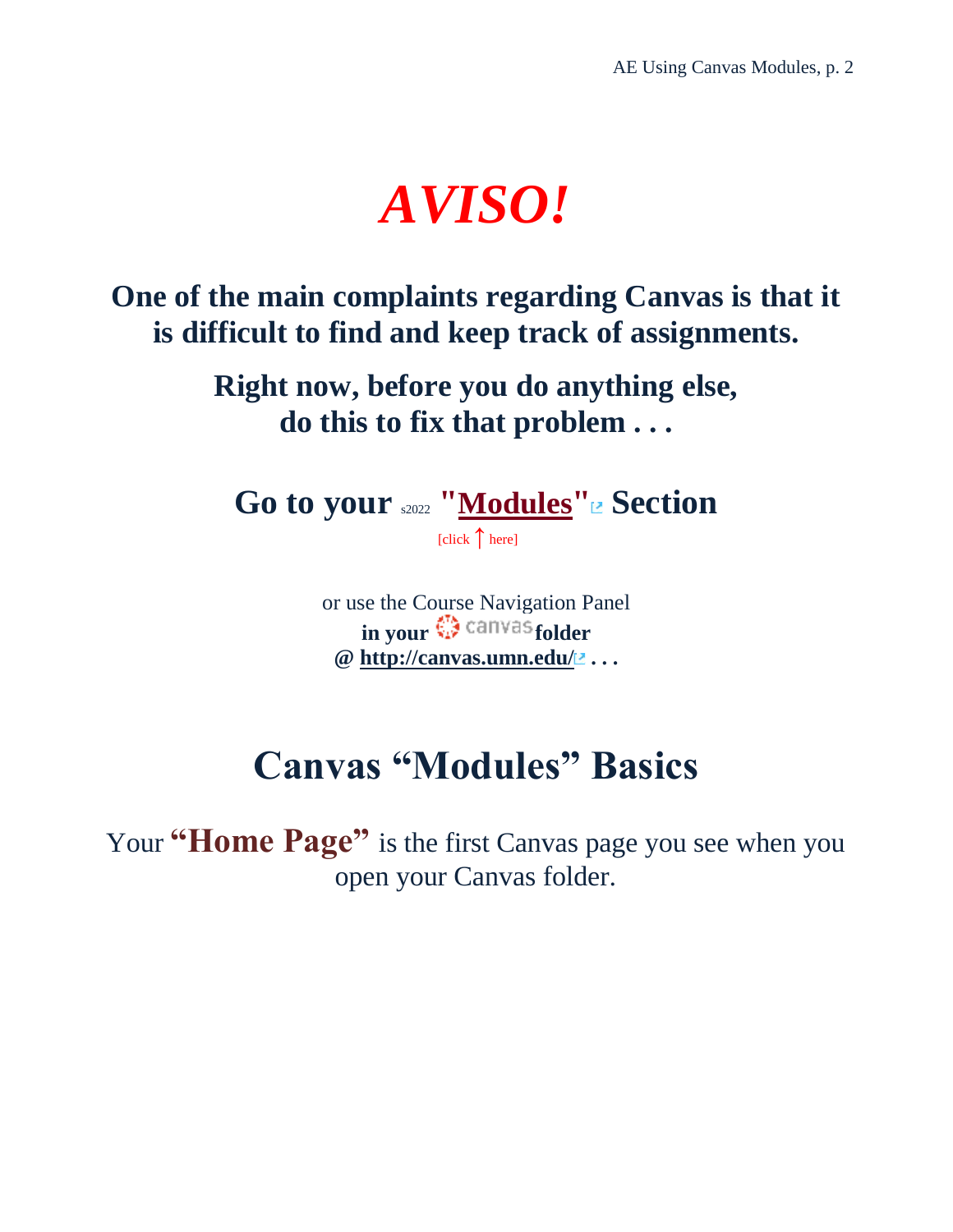# *AVISO!*

**One of the main complaints regarding Canvas is that it is difficult to find and keep track of assignments.**

**Right now, before you do anything else, do this to fix that problem . . .**

## Go to your s2022 "Modules" Section

[click ↑ here]

or use the Course Navigation Panel
**in your canvas folder**
**@ http://canvas.umn.edu/ . . .**

# Canvas "Modules" Basics

Your **"Home Page"** is the first Canvas page you see when you open your Canvas folder.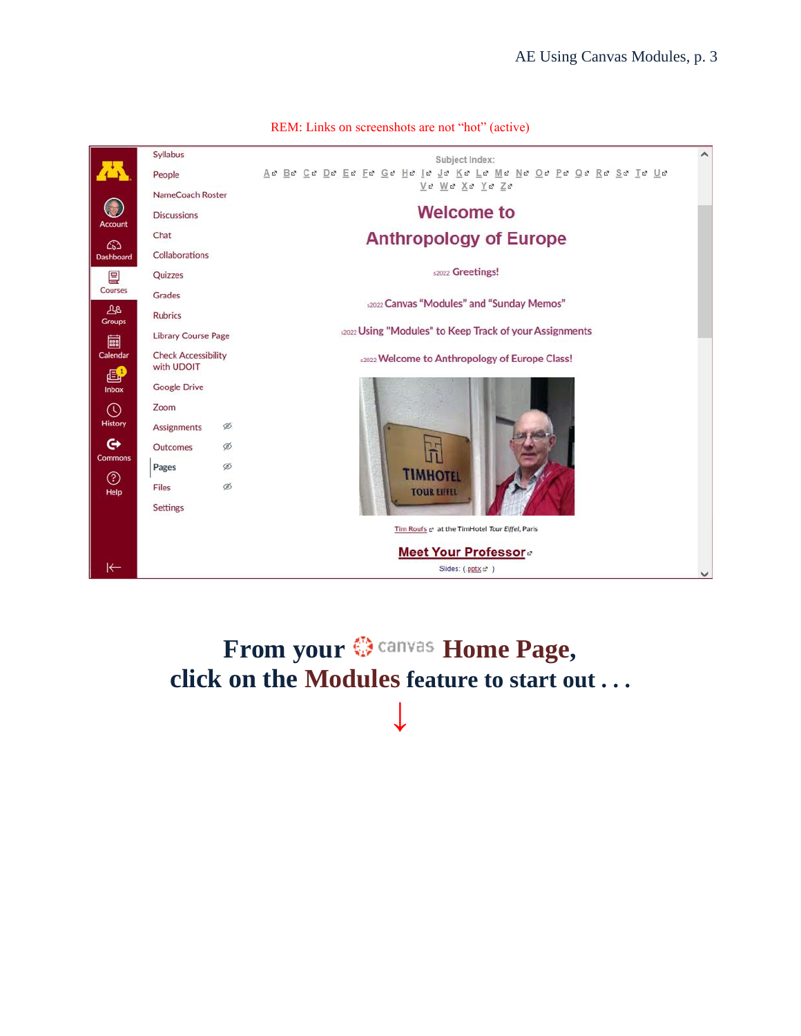REM: Links on screenshots are not "hot" (active)

Syllabus
People
NameCoach Roster
Discussions
Chat
Collaborations
Quizzes
Grades
Rubrics
Library Course Page
Check Accessibility with UDOIT
Google Drive
Zoom
Assignments
Outcomes
Pages
Files
Settings

Subject Index:

A B C D E F G H I J K L M N O P Q R S T U V W X Y Z

## Welcome to Anthropology of Europe

s2022 Greetings!

s2022 Canvas "Modules" and "Sunday Memos"

s2022 Using "Modules" to Keep Track of your Assignments

s2022 Welcome to Anthropology of Europe Class!

Tim Roufs at the TimHotel *Tour Eiffel*, Paris

**Meet Your Professor**

Slides: (.pptx )

**From your canvas Home Page,**
**click on the Modules feature to start out . . .**

↓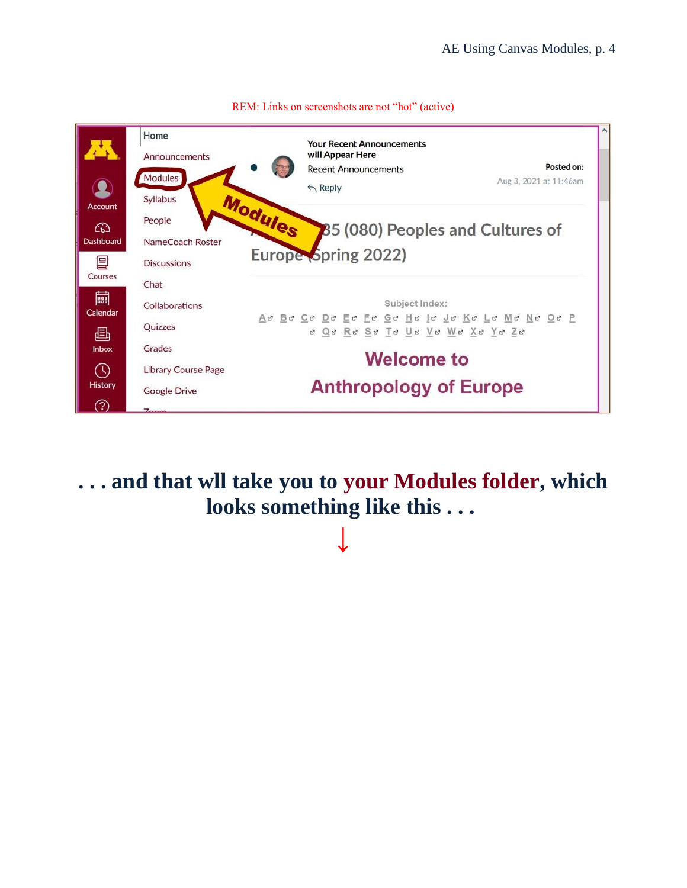REM: Links on screenshots are not “hot” (active)

**. . . and that wll take you to your Modules folder, which looks something like this . . .**

↓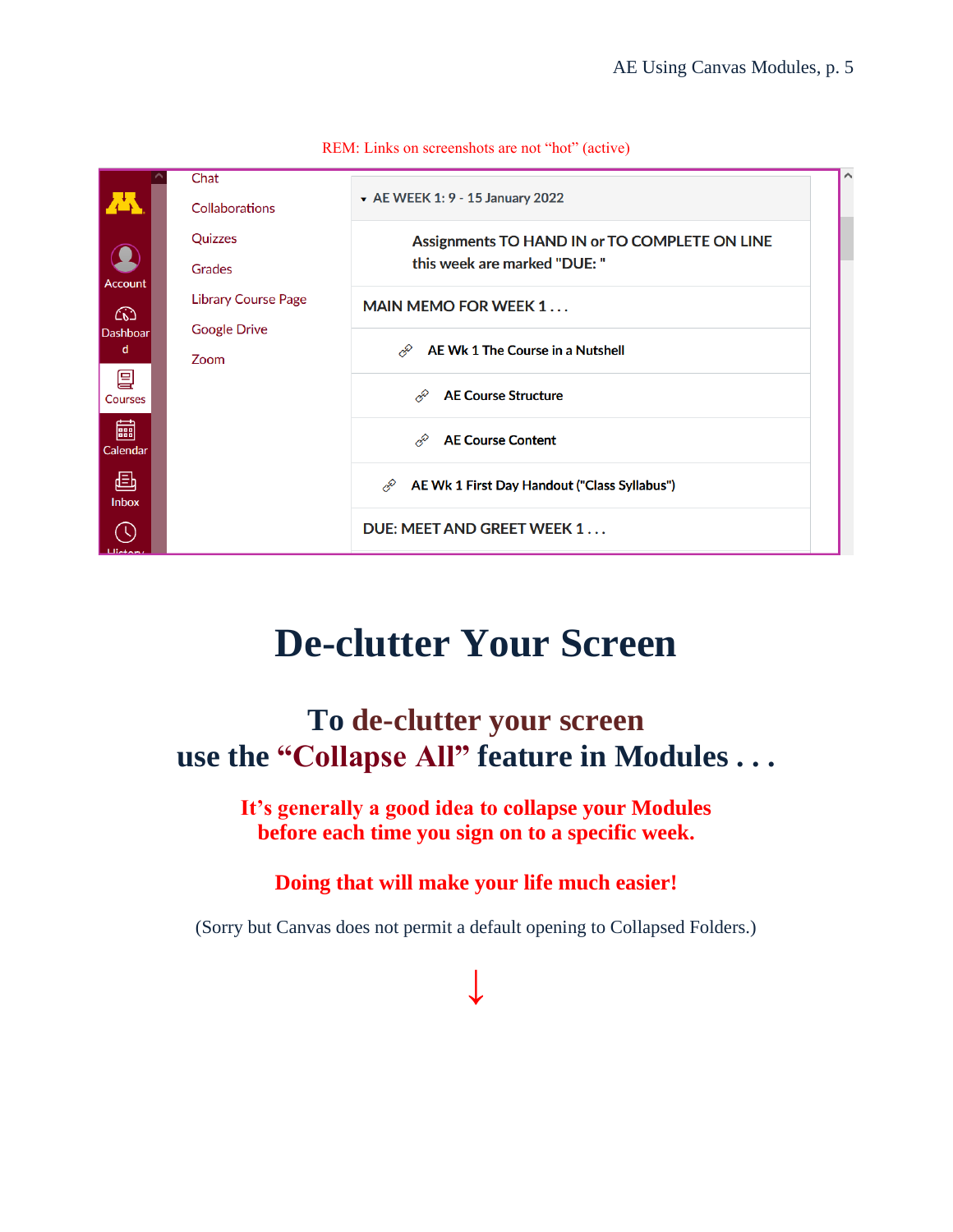REM: Links on screenshots are not "hot" (active)

Chat
Collaborations
Quizzes
Grades
Library Course Page
Google Drive
Zoom

Account
Dashboard
Courses
Calendar
Inbox
History

▾ AE WEEK 1: 9 - 15 January 2022

Assignments TO HAND IN or TO COMPLETE ON LINE this week are marked "DUE: "

MAIN MEMO FOR WEEK 1 . . .

AE Wk 1 The Course in a Nutshell

AE Course Structure

AE Course Content

AE Wk 1 First Day Handout ("Class Syllabus")

DUE: MEET AND GREET WEEK 1 . . .

# De-clutter Your Screen

## To de-clutter your screen use the "Collapse All" feature in Modules . . .

**It's generally a good idea to collapse your Modules before each time you sign on to a specific week.**

**Doing that will make your life much easier!**

(Sorry but Canvas does not permit a default opening to Collapsed Folders.)

↓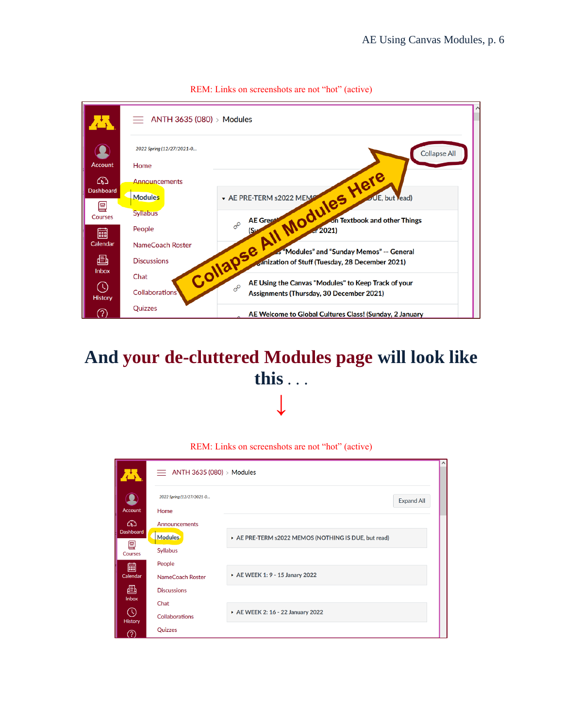REM: Links on screenshots are not "hot" (active)

ANTH 3635 (080) > Modules

2022 Spring (12/27/2021-0...

Home

Announcements

Modules

Syllabus

People

NameCoach Roster

Discussions

Chat

Collaborations

Quizzes

Collapse All

Collapse All Modules Here

AE PRE-TERM s2022 MEMO... DUE, but read)

AE Gree... on Textbook and other Things (S... 2021)

...s "Modules" and "Sunday Memos" -- General ...anization of Stuff (Tuesday, 28 December 2021)

AE Using the Canvas "Modules" to Keep Track of your Assignments (Thursday, 30 December 2021)

AE Welcome to Global Cultures Class! (Sunday, 2 January

# And your de-cluttered Modules page will look like this . . .

↓

REM: Links on screenshots are not "hot" (active)

ANTH 3635 (080) > Modules

2022 Spring (12/27/2021-0...

Home

Announcements

Modules

Syllabus

People

NameCoach Roster

Discussions

Chat

Collaborations

Quizzes

Expand All

AE PRE-TERM s2022 MEMOS (NOTHING IS DUE, but read)

AE WEEK 1: 9 - 15 Janary 2022

AE WEEK 2: 16 - 22 January 2022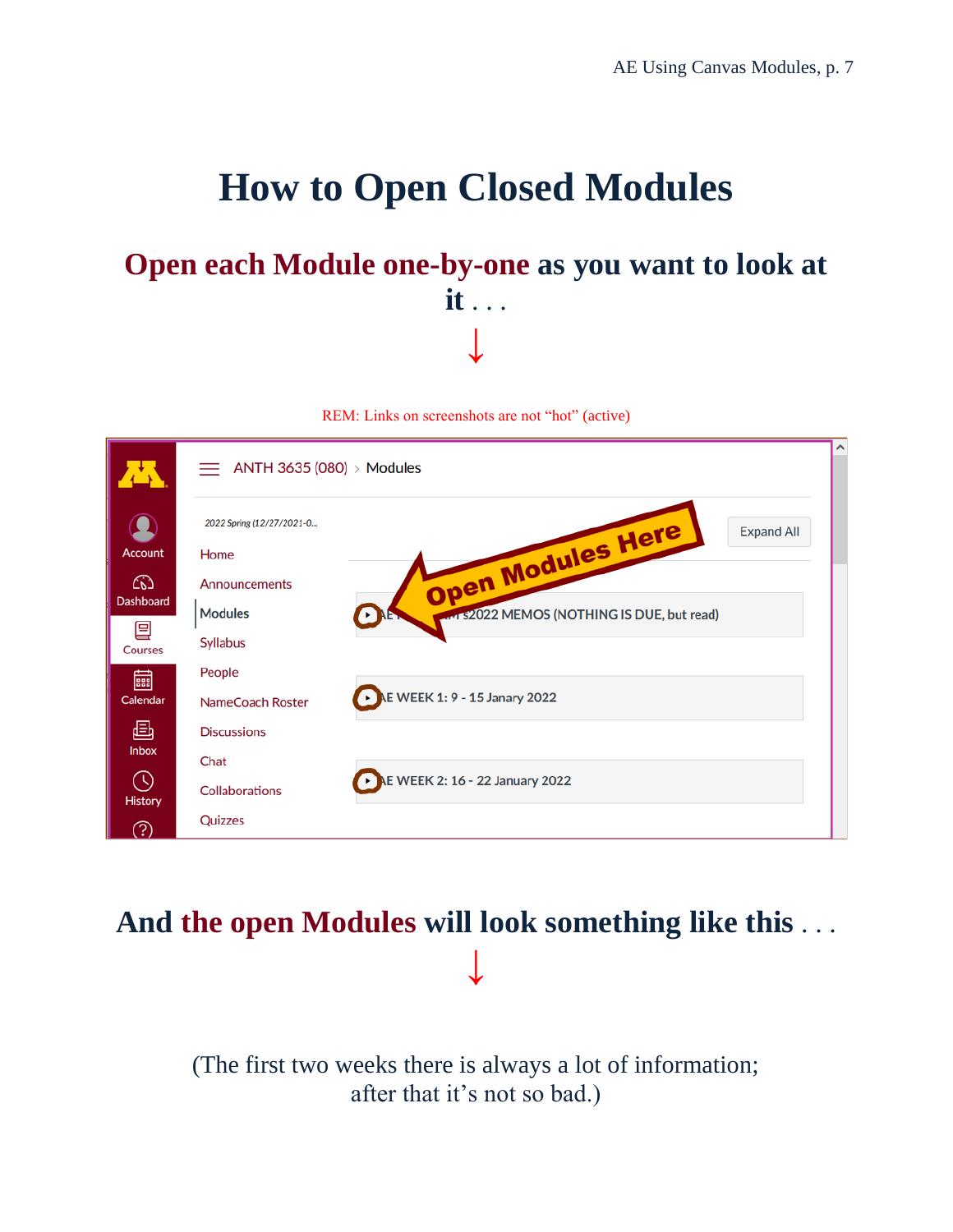# How to Open Closed Modules

## Open each Module one-by-one as you want to look at it . . .

↓

REM: Links on screenshots are not "hot" (active)

ANTH 3635 (080) › Modules

2022 Spring (12/27/2021-0...

Home
Announcements
Modules
Syllabus
People
NameCoach Roster
Discussions
Chat
Collaborations
Quizzes

Expand All

Open Modules Here

AE ... S2022 MEMOS (NOTHING IS DUE, but read)

AE WEEK 1: 9 - 15 Janary 2022

AE WEEK 2: 16 - 22 January 2022

## And the open Modules will look something like this . . .

↓

(The first two weeks there is always a lot of information; after that it's not so bad.)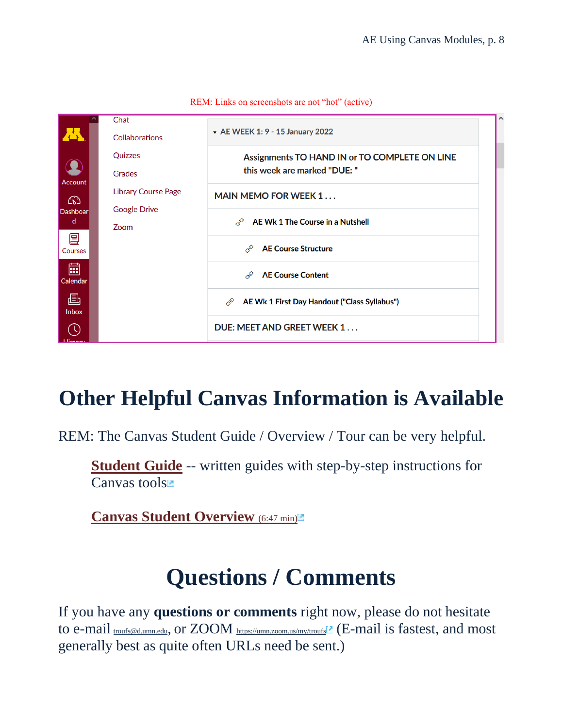REM: Links on screenshots are not "hot" (active)

Chat
Collaborations
Quizzes
Grades
Library Course Page
Google Drive
Zoom

Account
Dashboard
Courses
Calendar
Inbox
History

▾ AE WEEK 1: 9 - 15 January 2022

Assignments TO HAND IN or TO COMPLETE ON LINE this week are marked "DUE: "

MAIN MEMO FOR WEEK 1 . . .

AE Wk 1 The Course in a Nutshell

AE Course Structure

AE Course Content

AE Wk 1 First Day Handout ("Class Syllabus")

DUE: MEET AND GREET WEEK 1 . . .

# Other Helpful Canvas Information is Available

REM: The Canvas Student Guide / Overview / Tour can be very helpful.

> **Student Guide** -- written guides with step-by-step instructions for Canvas tools
>
> **Canvas Student Overview** (6:47 min)

# Questions / Comments

If you have any **questions or comments** right now, please do not hesitate to e-mail troufs@d.umn.edu, or ZOOM https://umn.zoom.us/my/troufs (E-mail is fastest, and most generally best as quite often URLs need be sent.)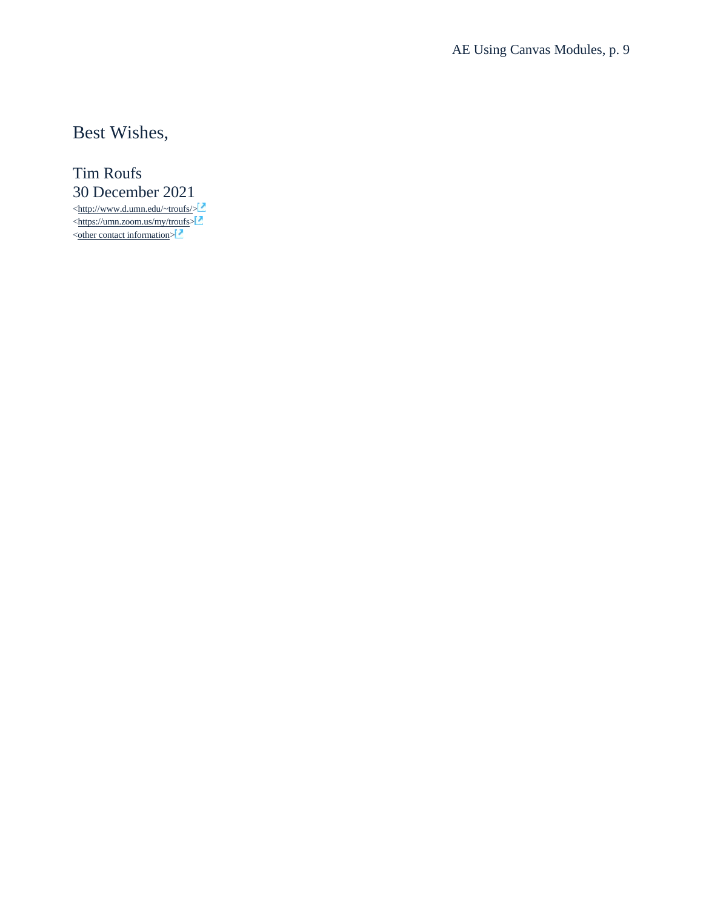Best Wishes,

Tim Roufs  
30 December 2021  
<http://www.d.umn.edu/~troufs/>  
<https://umn.zoom.us/my/troufs>  
<other contact information>